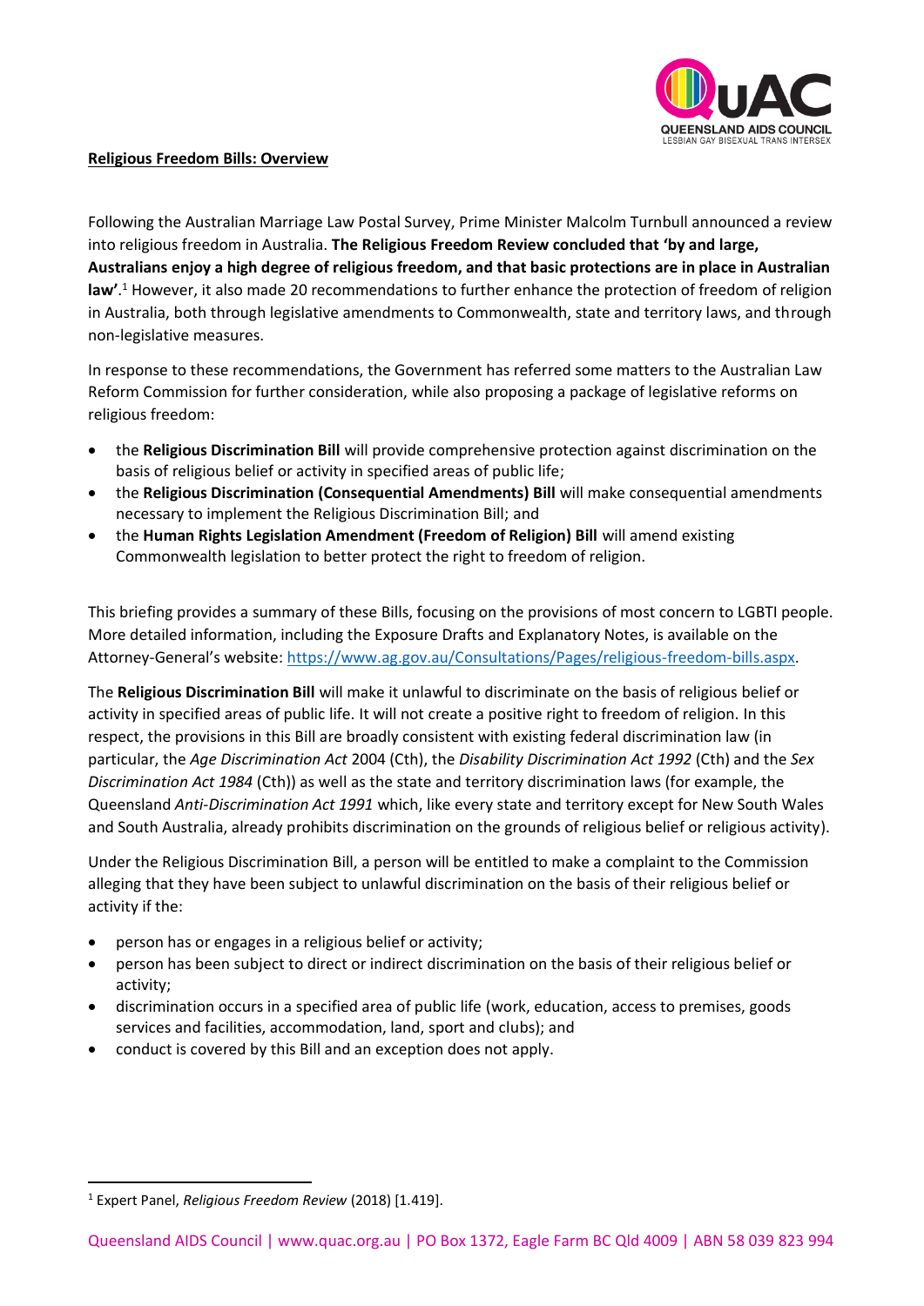**Religious Freedom Bills: Overview**

Following the Australian Marriage Law Postal Survey, Prime Minister Malcolm Turnbull announced a review into religious freedom in Australia. **The Religious Freedom Review concluded that 'by and large, Australians enjoy a high degree of religious freedom, and that basic protections are in place in Australian law'**.[1] However, it also made 20 recommendations to further enhance the protection of freedom of religion in Australia, both through legislative amendments to Commonwealth, state and territory laws, and through non-legislative measures.

In response to these recommendations, the Government has referred some matters to the Australian Law Reform Commission for further consideration, while also proposing a package of legislative reforms on religious freedom:

- the **Religious Discrimination Bill** will provide comprehensive protection against discrimination on the basis of religious belief or activity in specified areas of public life;
- the **Religious Discrimination (Consequential Amendments) Bill** will make consequential amendments necessary to implement the Religious Discrimination Bill; and
- the **Human Rights Legislation Amendment (Freedom of Religion) Bill** will amend existing Commonwealth legislation to better protect the right to freedom of religion.

This briefing provides a summary of these Bills, focusing on the provisions of most concern to LGBTI people. More detailed information, including the Exposure Drafts and Explanatory Notes, is available on the Attorney-General's website: https://www.ag.gov.au/Consultations/Pages/religious-freedom-bills.aspx.

The **Religious Discrimination Bill** will make it unlawful to discriminate on the basis of religious belief or activity in specified areas of public life. It will not create a positive right to freedom of religion. In this respect, the provisions in this Bill are broadly consistent with existing federal discrimination law (in particular, the *Age Discrimination Act* 2004 (Cth), the *Disability Discrimination Act 1992* (Cth) and the *Sex Discrimination Act 1984* (Cth)) as well as the state and territory discrimination laws (for example, the Queensland *Anti-Discrimination Act 1991* which, like every state and territory except for New South Wales and South Australia, already prohibits discrimination on the grounds of religious belief or religious activity).

Under the Religious Discrimination Bill, a person will be entitled to make a complaint to the Commission alleging that they have been subject to unlawful discrimination on the basis of their religious belief or activity if the:

- person has or engages in a religious belief or activity;
- person has been subject to direct or indirect discrimination on the basis of their religious belief or activity;
- discrimination occurs in a specified area of public life (work, education, access to premises, goods services and facilities, accommodation, land, sport and clubs); and
- conduct is covered by this Bill and an exception does not apply.

[1] Expert Panel, *Religious Freedom Review* (2018) [1.419].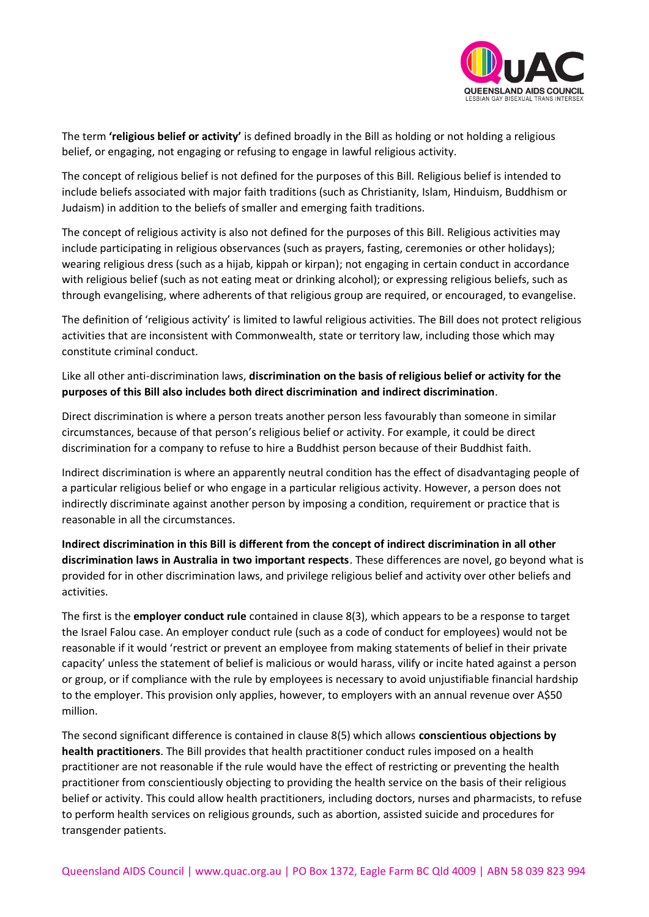The term **'religious belief or activity'** is defined broadly in the Bill as holding or not holding a religious belief, or engaging, not engaging or refusing to engage in lawful religious activity.

The concept of religious belief is not defined for the purposes of this Bill. Religious belief is intended to include beliefs associated with major faith traditions (such as Christianity, Islam, Hinduism, Buddhism or Judaism) in addition to the beliefs of smaller and emerging faith traditions.

The concept of religious activity is also not defined for the purposes of this Bill. Religious activities may include participating in religious observances (such as prayers, fasting, ceremonies or other holidays); wearing religious dress (such as a hijab, kippah or kirpan); not engaging in certain conduct in accordance with religious belief (such as not eating meat or drinking alcohol); or expressing religious beliefs, such as through evangelising, where adherents of that religious group are required, or encouraged, to evangelise.

The definition of 'religious activity' is limited to lawful religious activities. The Bill does not protect religious activities that are inconsistent with Commonwealth, state or territory law, including those which may constitute criminal conduct.

Like all other anti-discrimination laws, **discrimination on the basis of religious belief or activity for the purposes of this Bill also includes both direct discrimination and indirect discrimination**.

Direct discrimination is where a person treats another person less favourably than someone in similar circumstances, because of that person's religious belief or activity. For example, it could be direct discrimination for a company to refuse to hire a Buddhist person because of their Buddhist faith.

Indirect discrimination is where an apparently neutral condition has the effect of disadvantaging people of a particular religious belief or who engage in a particular religious activity. However, a person does not indirectly discriminate against another person by imposing a condition, requirement or practice that is reasonable in all the circumstances.

**Indirect discrimination in this Bill is different from the concept of indirect discrimination in all other discrimination laws in Australia in two important respects**. These differences are novel, go beyond what is provided for in other discrimination laws, and privilege religious belief and activity over other beliefs and activities.

The first is the **employer conduct rule** contained in clause 8(3), which appears to be a response to target the Israel Falou case. An employer conduct rule (such as a code of conduct for employees) would not be reasonable if it would 'restrict or prevent an employee from making statements of belief in their private capacity' unless the statement of belief is malicious or would harass, vilify or incite hated against a person or group, or if compliance with the rule by employees is necessary to avoid unjustifiable financial hardship to the employer. This provision only applies, however, to employers with an annual revenue over A$50 million.

The second significant difference is contained in clause 8(5) which allows **conscientious objections by health practitioners**. The Bill provides that health practitioner conduct rules imposed on a health practitioner are not reasonable if the rule would have the effect of restricting or preventing the health practitioner from conscientiously objecting to providing the health service on the basis of their religious belief or activity. This could allow health practitioners, including doctors, nurses and pharmacists, to refuse to perform health services on religious grounds, such as abortion, assisted suicide and procedures for transgender patients.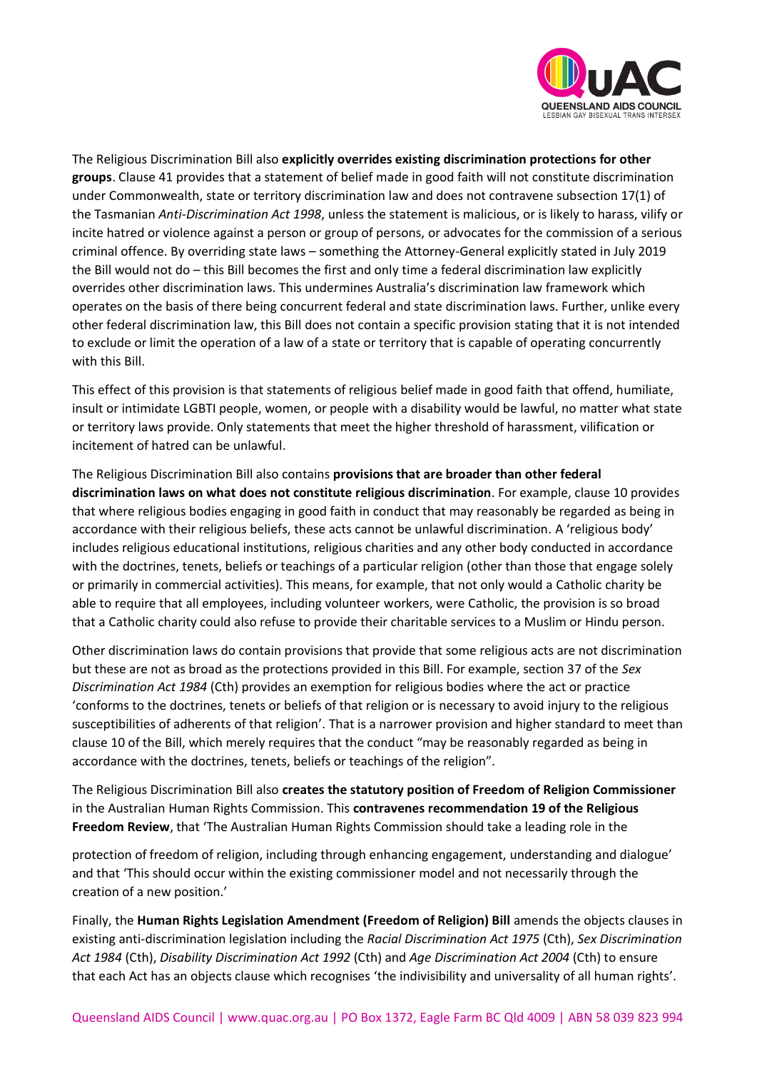The Religious Discrimination Bill also **explicitly overrides existing discrimination protections for other groups**. Clause 41 provides that a statement of belief made in good faith will not constitute discrimination under Commonwealth, state or territory discrimination law and does not contravene subsection 17(1) of the Tasmanian *Anti-Discrimination Act 1998*, unless the statement is malicious, or is likely to harass, vilify or incite hatred or violence against a person or group of persons, or advocates for the commission of a serious criminal offence. By overriding state laws – something the Attorney-General explicitly stated in July 2019 the Bill would not do – this Bill becomes the first and only time a federal discrimination law explicitly overrides other discrimination laws. This undermines Australia's discrimination law framework which operates on the basis of there being concurrent federal and state discrimination laws. Further, unlike every other federal discrimination law, this Bill does not contain a specific provision stating that it is not intended to exclude or limit the operation of a law of a state or territory that is capable of operating concurrently with this Bill.

This effect of this provision is that statements of religious belief made in good faith that offend, humiliate, insult or intimidate LGBTI people, women, or people with a disability would be lawful, no matter what state or territory laws provide. Only statements that meet the higher threshold of harassment, vilification or incitement of hatred can be unlawful.

The Religious Discrimination Bill also contains **provisions that are broader than other federal discrimination laws on what does not constitute religious discrimination**. For example, clause 10 provides that where religious bodies engaging in good faith in conduct that may reasonably be regarded as being in accordance with their religious beliefs, these acts cannot be unlawful discrimination. A 'religious body' includes religious educational institutions, religious charities and any other body conducted in accordance with the doctrines, tenets, beliefs or teachings of a particular religion (other than those that engage solely or primarily in commercial activities). This means, for example, that not only would a Catholic charity be able to require that all employees, including volunteer workers, were Catholic, the provision is so broad that a Catholic charity could also refuse to provide their charitable services to a Muslim or Hindu person.

Other discrimination laws do contain provisions that provide that some religious acts are not discrimination but these are not as broad as the protections provided in this Bill. For example, section 37 of the *Sex Discrimination Act 1984* (Cth) provides an exemption for religious bodies where the act or practice 'conforms to the doctrines, tenets or beliefs of that religion or is necessary to avoid injury to the religious susceptibilities of adherents of that religion'. That is a narrower provision and higher standard to meet than clause 10 of the Bill, which merely requires that the conduct "may be reasonably regarded as being in accordance with the doctrines, tenets, beliefs or teachings of the religion".

The Religious Discrimination Bill also **creates the statutory position of Freedom of Religion Commissioner** in the Australian Human Rights Commission. This **contravenes recommendation 19 of the Religious Freedom Review**, that 'The Australian Human Rights Commission should take a leading role in the protection of freedom of religion, including through enhancing engagement, understanding and dialogue' and that 'This should occur within the existing commissioner model and not necessarily through the creation of a new position.'

Finally, the **Human Rights Legislation Amendment (Freedom of Religion) Bill** amends the objects clauses in existing anti-discrimination legislation including the *Racial Discrimination Act 1975* (Cth), *Sex Discrimination Act 1984* (Cth), *Disability Discrimination Act 1992* (Cth) and *Age Discrimination Act 2004* (Cth) to ensure that each Act has an objects clause which recognises 'the indivisibility and universality of all human rights'.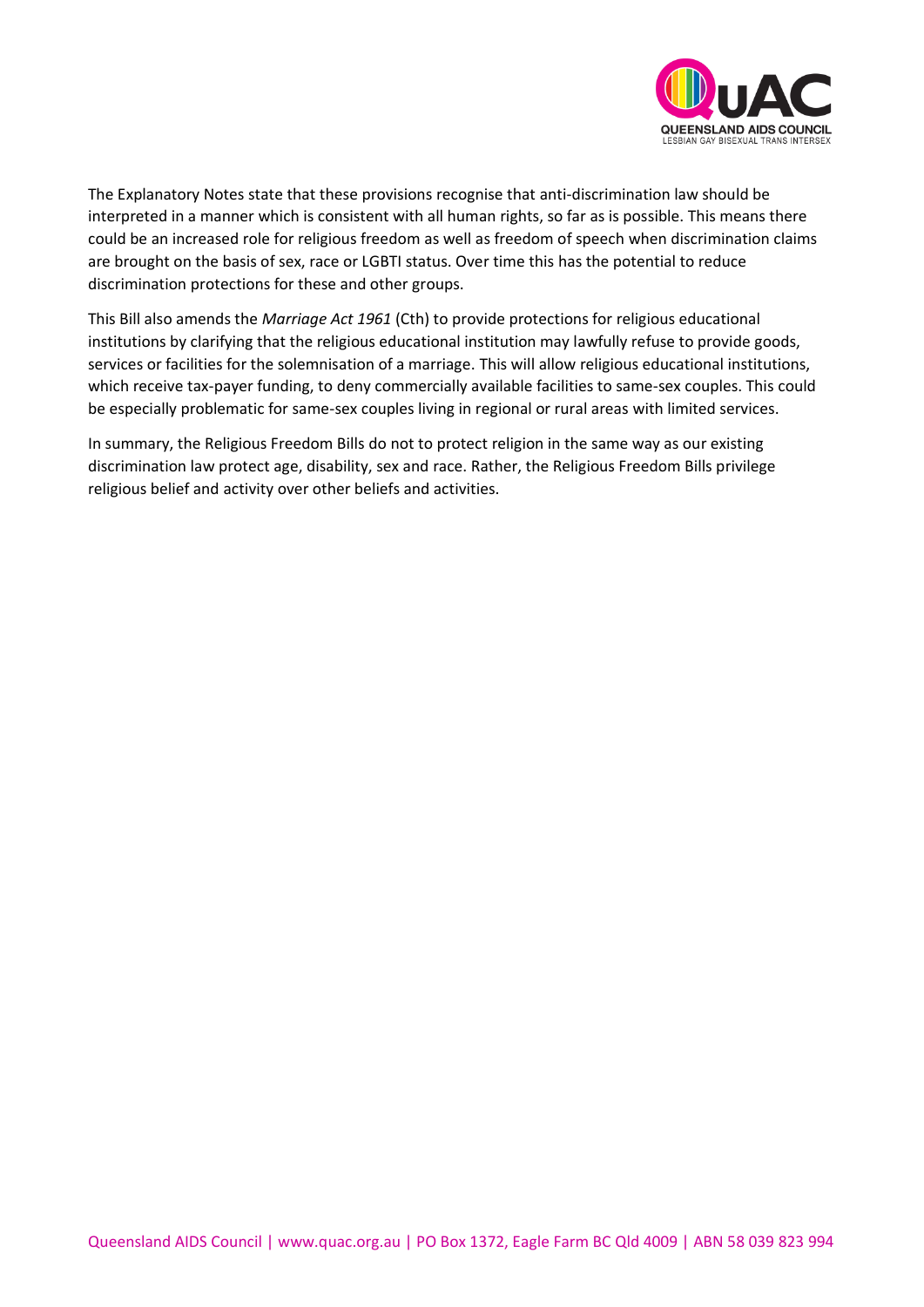The Explanatory Notes state that these provisions recognise that anti-discrimination law should be interpreted in a manner which is consistent with all human rights, so far as is possible. This means there could be an increased role for religious freedom as well as freedom of speech when discrimination claims are brought on the basis of sex, race or LGBTI status. Over time this has the potential to reduce discrimination protections for these and other groups.

This Bill also amends the *Marriage Act 1961* (Cth) to provide protections for religious educational institutions by clarifying that the religious educational institution may lawfully refuse to provide goods, services or facilities for the solemnisation of a marriage. This will allow religious educational institutions, which receive tax-payer funding, to deny commercially available facilities to same-sex couples. This could be especially problematic for same-sex couples living in regional or rural areas with limited services.

In summary, the Religious Freedom Bills do not to protect religion in the same way as our existing discrimination law protect age, disability, sex and race. Rather, the Religious Freedom Bills privilege religious belief and activity over other beliefs and activities.